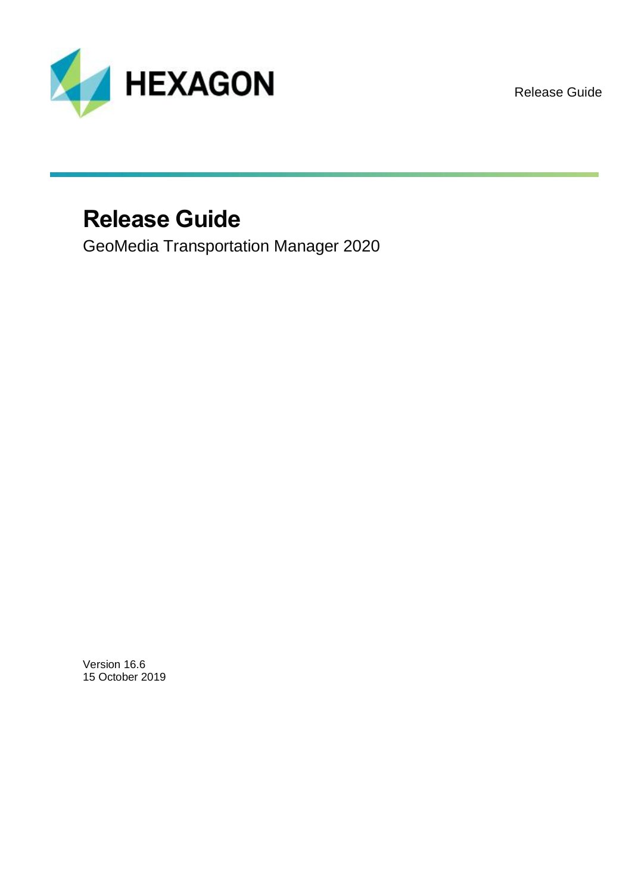HEXAGON

Release Guide

# Release Guide

GeoMedia Transportation Manager 2020

Version 16.6
15 October 2019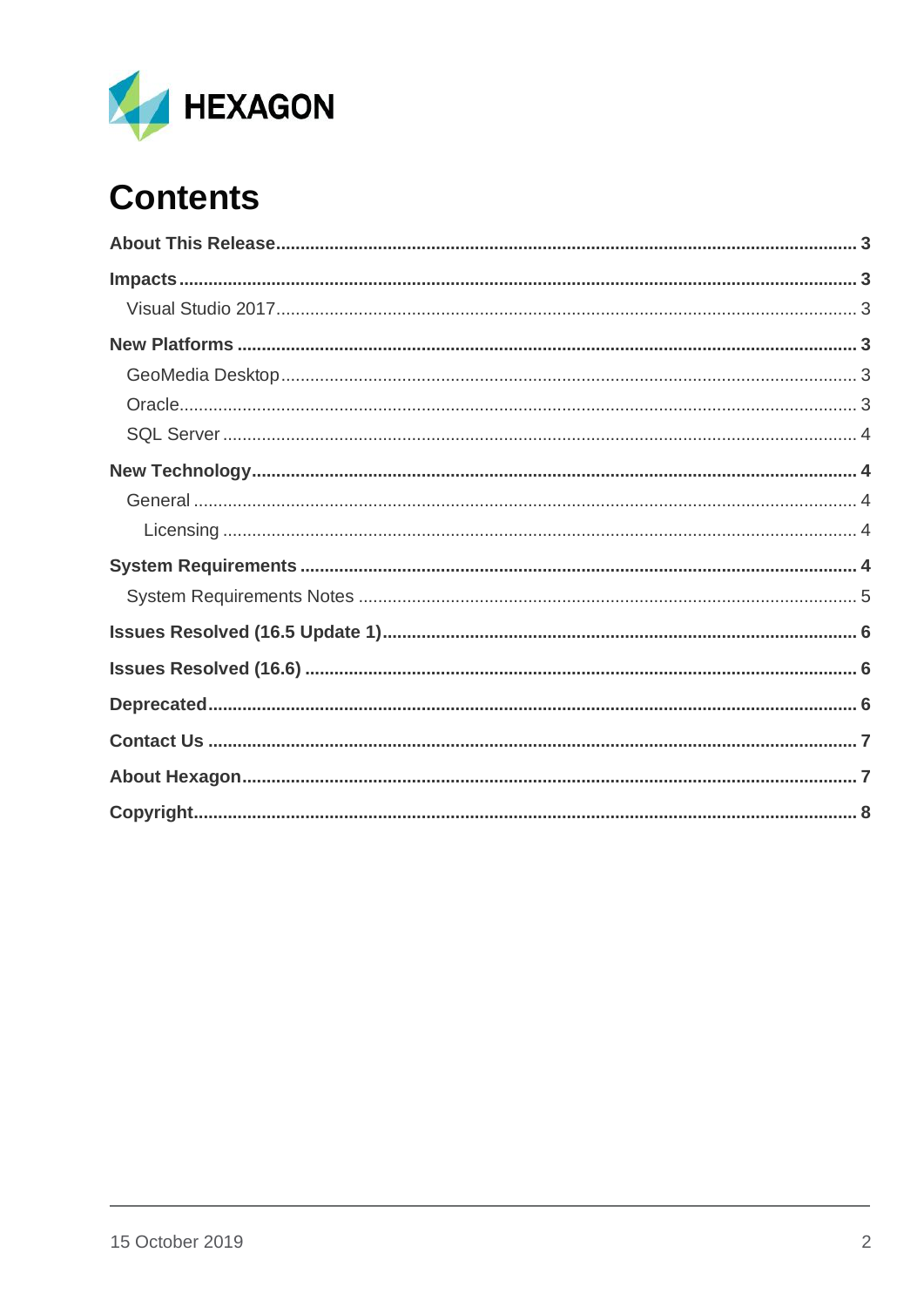HEXAGON

# Contents

**About This Release** ........ **3**

**Impacts** ........ **3**

- Visual Studio 2017 ........ 3

**New Platforms** ........ **3**

- GeoMedia Desktop ........ 3
- Oracle ........ 3
- SQL Server ........ 4

**New Technology** ........ **4**

- General ........ 4
  - Licensing ........ 4

**System Requirements** ........ **4**

- System Requirements Notes ........ 5

**Issues Resolved (16.5 Update 1)** ........ **6**

**Issues Resolved (16.6)** ........ **6**

**Deprecated** ........ **6**

**Contact Us** ........ **7**

**About Hexagon** ........ **7**

**Copyright** ........ **8**

15 October 2019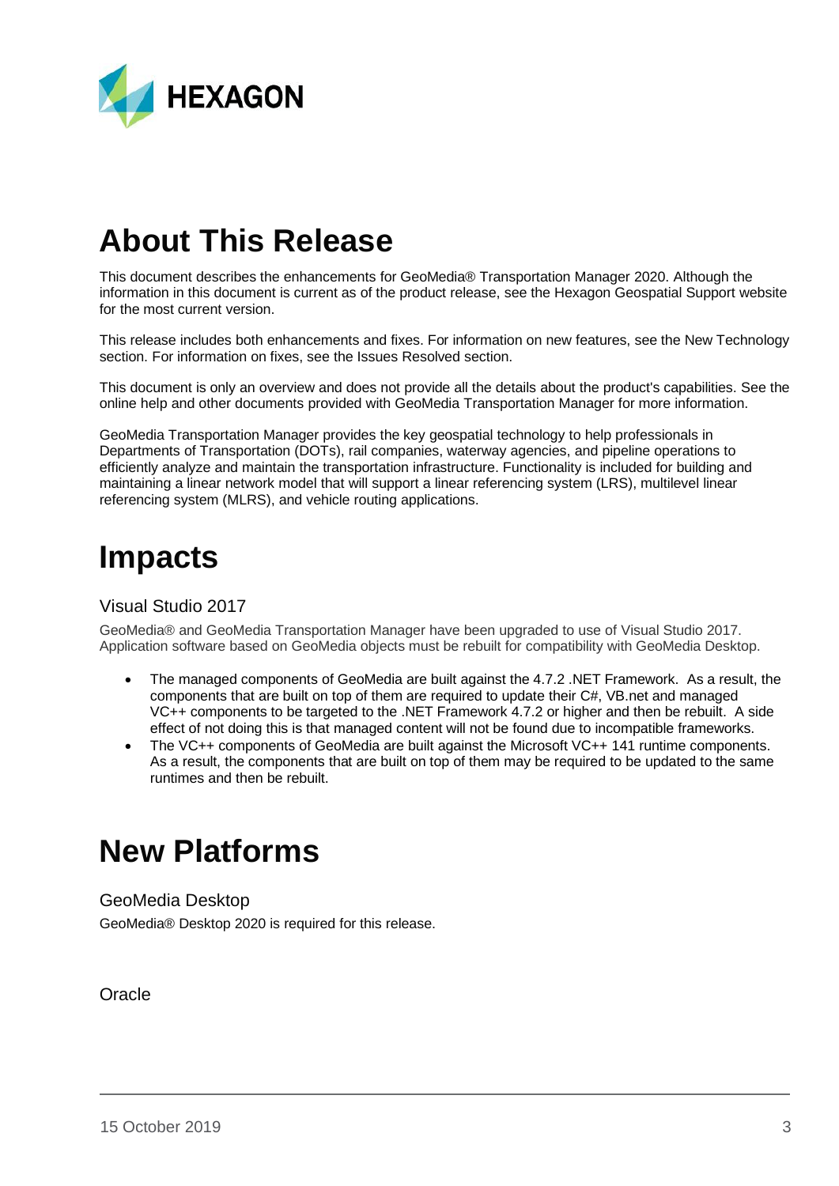# About This Release

This document describes the enhancements for GeoMedia® Transportation Manager 2020. Although the information in this document is current as of the product release, see the Hexagon Geospatial Support website for the most current version.

This release includes both enhancements and fixes. For information on new features, see the New Technology section. For information on fixes, see the Issues Resolved section.

This document is only an overview and does not provide all the details about the product's capabilities. See the online help and other documents provided with GeoMedia Transportation Manager for more information.

GeoMedia Transportation Manager provides the key geospatial technology to help professionals in Departments of Transportation (DOTs), rail companies, waterway agencies, and pipeline operations to efficiently analyze and maintain the transportation infrastructure. Functionality is included for building and maintaining a linear network model that will support a linear referencing system (LRS), multilevel linear referencing system (MLRS), and vehicle routing applications.

# Impacts

## Visual Studio 2017

GeoMedia® and GeoMedia Transportation Manager have been upgraded to use of Visual Studio 2017. Application software based on GeoMedia objects must be rebuilt for compatibility with GeoMedia Desktop.

- The managed components of GeoMedia are built against the 4.7.2 .NET Framework. As a result, the components that are built on top of them are required to update their C#, VB.net and managed VC++ components to be targeted to the .NET Framework 4.7.2 or higher and then be rebuilt. A side effect of not doing this is that managed content will not be found due to incompatible frameworks.
- The VC++ components of GeoMedia are built against the Microsoft VC++ 141 runtime components. As a result, the components that are built on top of them may be required to be updated to the same runtimes and then be rebuilt.

# New Platforms

## GeoMedia Desktop

GeoMedia® Desktop 2020 is required for this release.

## Oracle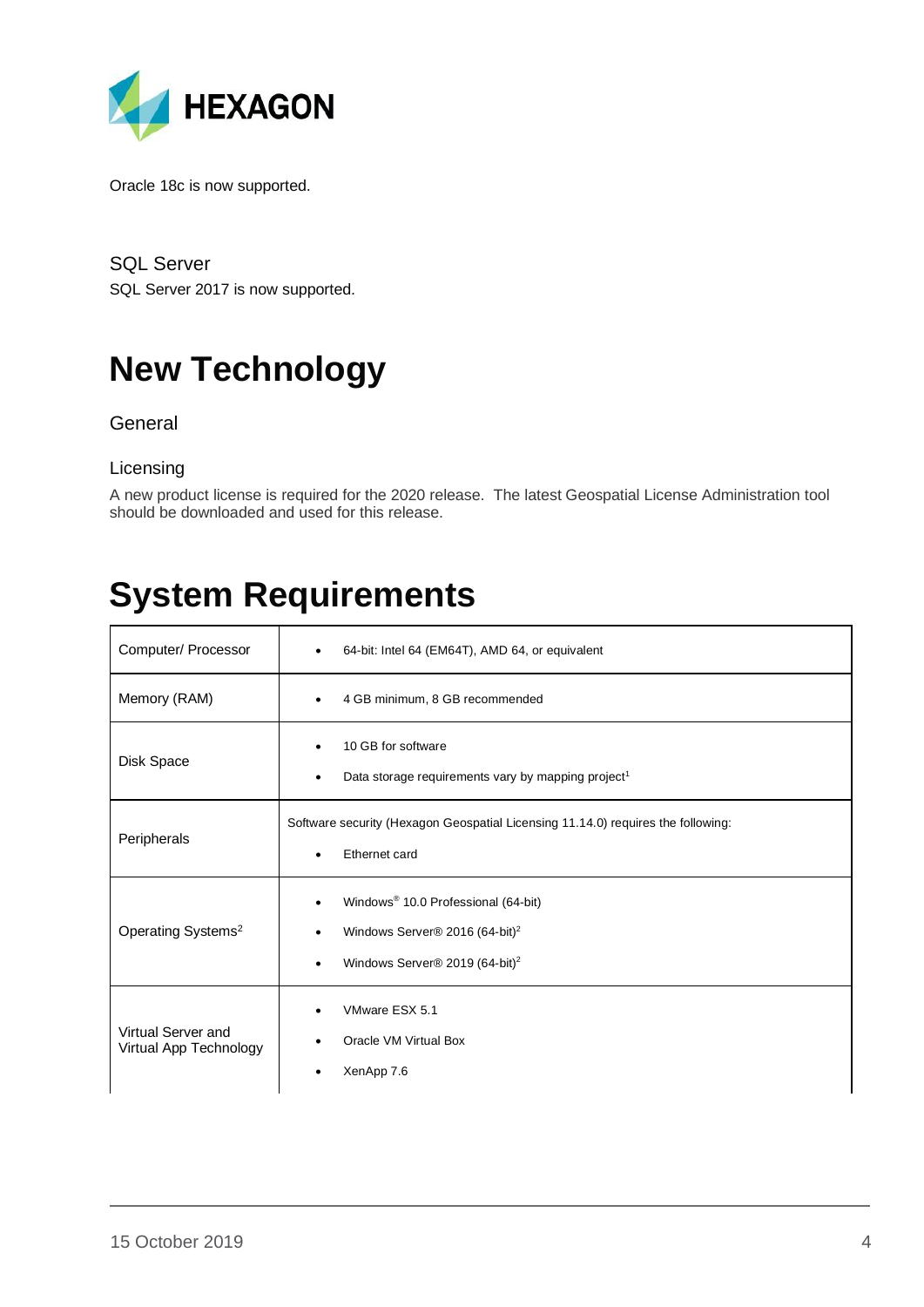Oracle 18c is now supported.

### SQL Server

SQL Server 2017 is now supported.

# New Technology

## General

### Licensing

A new product license is required for the 2020 release. The latest Geospatial License Administration tool should be downloaded and used for this release.

# System Requirements

| | |
|---|---|
| Computer/ Processor | • 64-bit: Intel 64 (EM64T), AMD 64, or equivalent |
| Memory (RAM) | • 4 GB minimum, 8 GB recommended |
| Disk Space | • 10 GB for software<br>• Data storage requirements vary by mapping project[1] |
| Peripherals | Software security (Hexagon Geospatial Licensing 11.14.0) requires the following:<br>• Ethernet card |
| Operating Systems[2] | • Windows® 10.0 Professional (64-bit)<br>• Windows Server® 2016 (64-bit)[2]<br>• Windows Server® 2019 (64-bit)[2] |
| Virtual Server and Virtual App Technology | • VMware ESX 5.1<br>• Oracle VM Virtual Box<br>• XenApp 7.6 |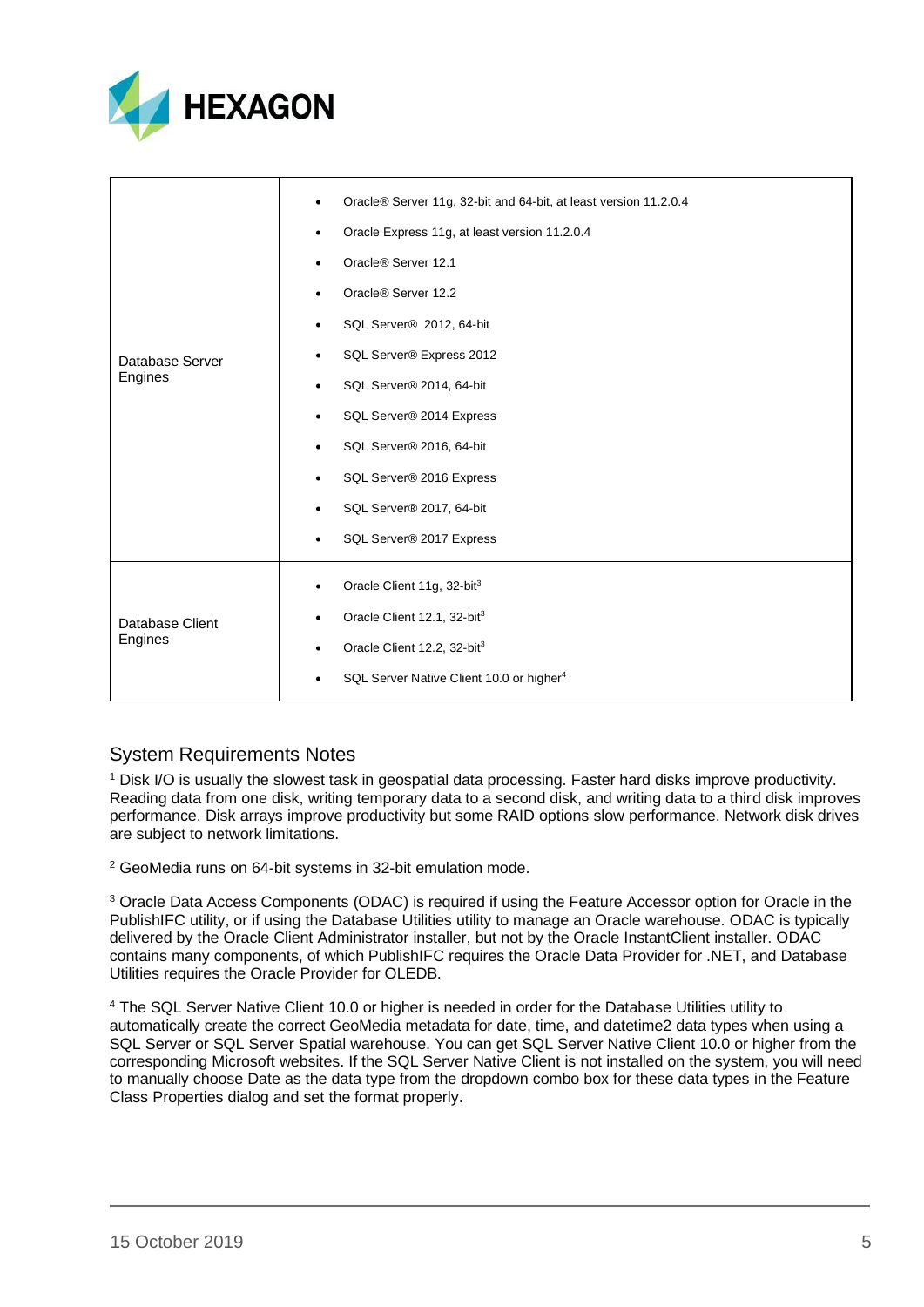| | |
|---|---|
| Database Server Engines | • Oracle® Server 11g, 32-bit and 64-bit, at least version 11.2.0.4<br>• Oracle Express 11g, at least version 11.2.0.4<br>• Oracle® Server 12.1<br>• Oracle® Server 12.2<br>• SQL Server® 2012, 64-bit<br>• SQL Server® Express 2012<br>• SQL Server® 2014, 64-bit<br>• SQL Server® 2014 Express<br>• SQL Server® 2016, 64-bit<br>• SQL Server® 2016 Express<br>• SQL Server® 2017, 64-bit<br>• SQL Server® 2017 Express |
| Database Client Engines | • Oracle Client 11g, 32-bit[3]<br>• Oracle Client 12.1, 32-bit[3]<br>• Oracle Client 12.2, 32-bit[3]<br>• SQL Server Native Client 10.0 or higher[4] |

## System Requirements Notes

[1] Disk I/O is usually the slowest task in geospatial data processing. Faster hard disks improve productivity. Reading data from one disk, writing temporary data to a second disk, and writing data to a third disk improves performance. Disk arrays improve productivity but some RAID options slow performance. Network disk drives are subject to network limitations.

[2] GeoMedia runs on 64-bit systems in 32-bit emulation mode.

[3] Oracle Data Access Components (ODAC) is required if using the Feature Accessor option for Oracle in the PublishIFC utility, or if using the Database Utilities utility to manage an Oracle warehouse. ODAC is typically delivered by the Oracle Client Administrator installer, but not by the Oracle InstantClient installer. ODAC contains many components, of which PublishIFC requires the Oracle Data Provider for .NET, and Database Utilities requires the Oracle Provider for OLEDB.

[4] The SQL Server Native Client 10.0 or higher is needed in order for the Database Utilities utility to automatically create the correct GeoMedia metadata for date, time, and datetime2 data types when using a SQL Server or SQL Server Spatial warehouse. You can get SQL Server Native Client 10.0 or higher from the corresponding Microsoft websites. If the SQL Server Native Client is not installed on the system, you will need to manually choose Date as the data type from the dropdown combo box for these data types in the Feature Class Properties dialog and set the format properly.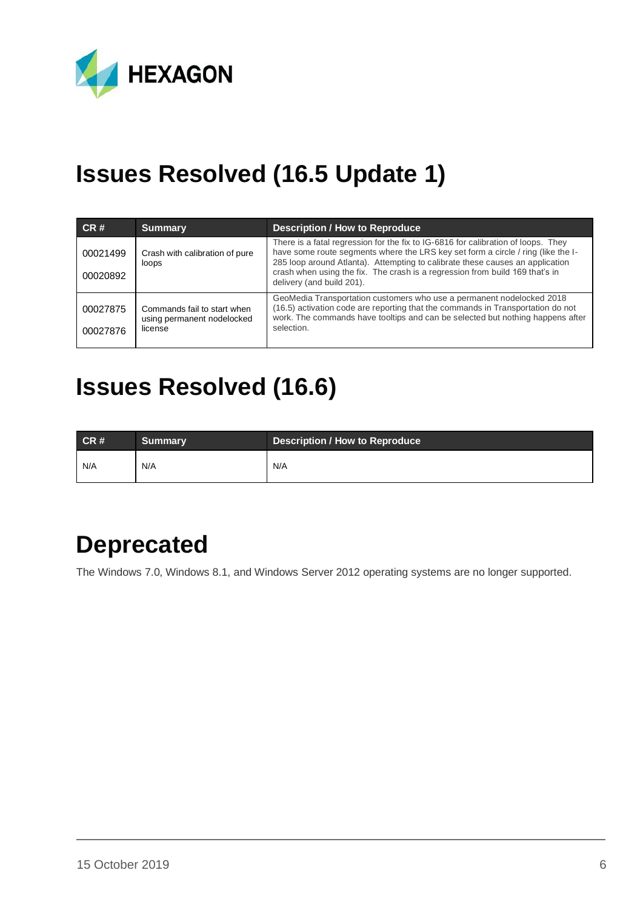# Issues Resolved (16.5 Update 1)

| CR # | Summary | Description / How to Reproduce |
| --- | --- | --- |
| 00021499<br>00020892 | Crash with calibration of pure loops | There is a fatal regression for the fix to IG-6816 for calibration of loops. They have some route segments where the LRS key set form a circle / ring (like the I-285 loop around Atlanta). Attempting to calibrate these causes an application crash when using the fix. The crash is a regression from build 169 that's in delivery (and build 201). |
| 00027875<br>00027876 | Commands fail to start when using permanent nodelocked license | GeoMedia Transportation customers who use a permanent nodelocked 2018 (16.5) activation code are reporting that the commands in Transportation do not work. The commands have tooltips and can be selected but nothing happens after selection. |

# Issues Resolved (16.6)

| CR # | Summary | Description / How to Reproduce |
| --- | --- | --- |
| N/A | N/A | N/A |

# Deprecated

The Windows 7.0, Windows 8.1, and Windows Server 2012 operating systems are no longer supported.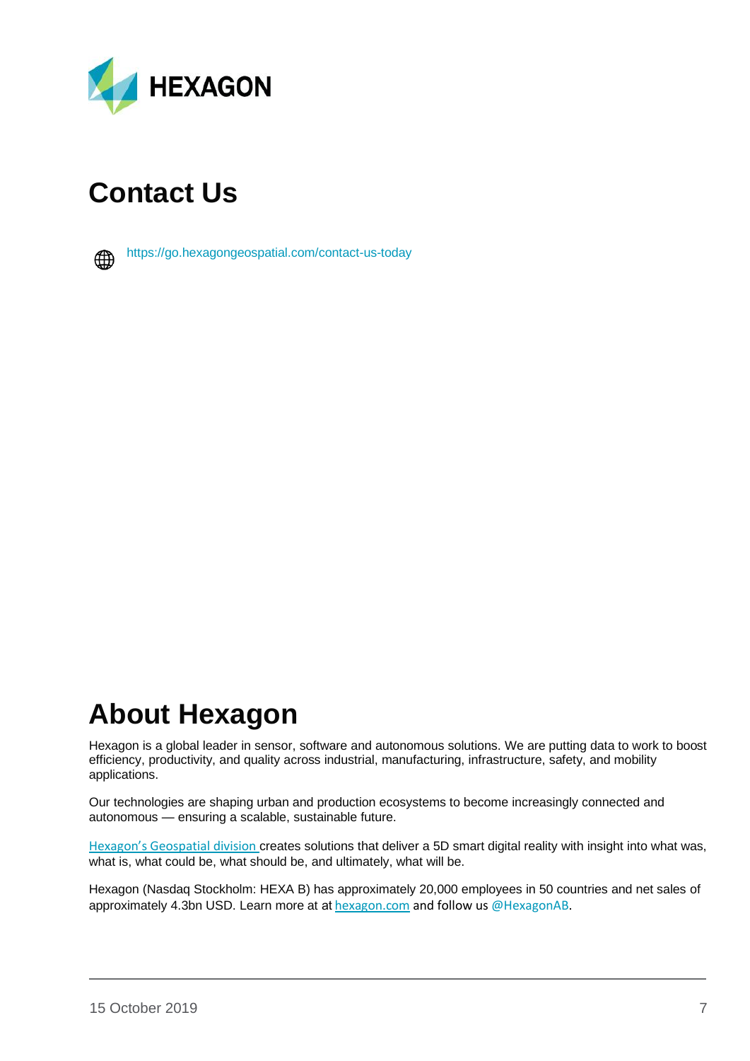## Contact Us

https://go.hexagongeospatial.com/contact-us-today

## About Hexagon

Hexagon is a global leader in sensor, software and autonomous solutions. We are putting data to work to boost efficiency, productivity, and quality across industrial, manufacturing, infrastructure, safety, and mobility applications.

Our technologies are shaping urban and production ecosystems to become increasingly connected and autonomous — ensuring a scalable, sustainable future.

Hexagon's Geospatial division creates solutions that deliver a 5D smart digital reality with insight into what was, what is, what could be, what should be, and ultimately, what will be.

Hexagon (Nasdaq Stockholm: HEXA B) has approximately 20,000 employees in 50 countries and net sales of approximately 4.3bn USD. Learn more at at hexagon.com and follow us @HexagonAB.

15 October 2019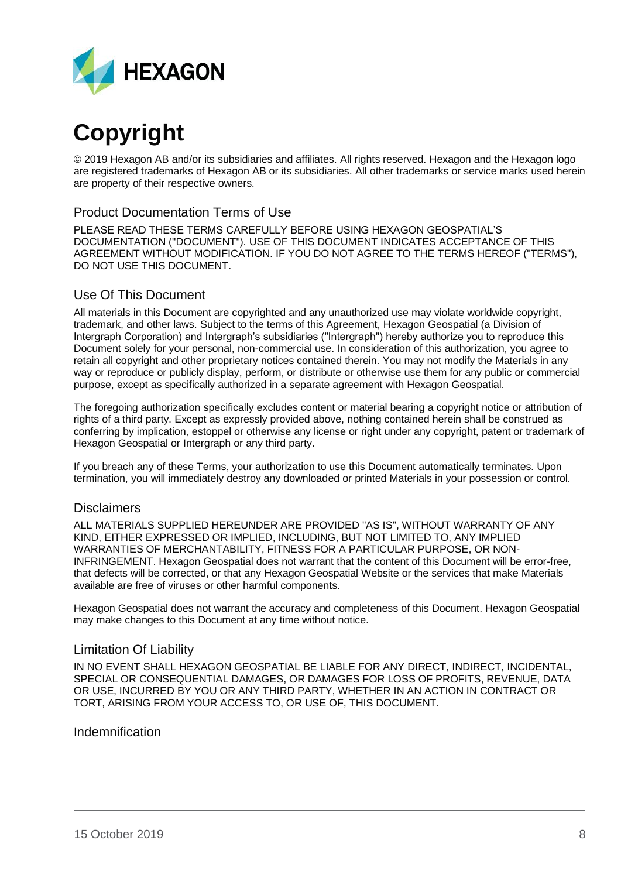# Copyright

© 2019 Hexagon AB and/or its subsidiaries and affiliates. All rights reserved. Hexagon and the Hexagon logo are registered trademarks of Hexagon AB or its subsidiaries. All other trademarks or service marks used herein are property of their respective owners.

## Product Documentation Terms of Use

PLEASE READ THESE TERMS CAREFULLY BEFORE USING HEXAGON GEOSPATIAL'S DOCUMENTATION ("DOCUMENT"). USE OF THIS DOCUMENT INDICATES ACCEPTANCE OF THIS AGREEMENT WITHOUT MODIFICATION. IF YOU DO NOT AGREE TO THE TERMS HEREOF ("TERMS"), DO NOT USE THIS DOCUMENT.

## Use Of This Document

All materials in this Document are copyrighted and any unauthorized use may violate worldwide copyright, trademark, and other laws. Subject to the terms of this Agreement, Hexagon Geospatial (a Division of Intergraph Corporation) and Intergraph's subsidiaries ("Intergraph") hereby authorize you to reproduce this Document solely for your personal, non-commercial use. In consideration of this authorization, you agree to retain all copyright and other proprietary notices contained therein. You may not modify the Materials in any way or reproduce or publicly display, perform, or distribute or otherwise use them for any public or commercial purpose, except as specifically authorized in a separate agreement with Hexagon Geospatial.

The foregoing authorization specifically excludes content or material bearing a copyright notice or attribution of rights of a third party. Except as expressly provided above, nothing contained herein shall be construed as conferring by implication, estoppel or otherwise any license or right under any copyright, patent or trademark of Hexagon Geospatial or Intergraph or any third party.

If you breach any of these Terms, your authorization to use this Document automatically terminates. Upon termination, you will immediately destroy any downloaded or printed Materials in your possession or control.

## Disclaimers

ALL MATERIALS SUPPLIED HEREUNDER ARE PROVIDED "AS IS", WITHOUT WARRANTY OF ANY KIND, EITHER EXPRESSED OR IMPLIED, INCLUDING, BUT NOT LIMITED TO, ANY IMPLIED WARRANTIES OF MERCHANTABILITY, FITNESS FOR A PARTICULAR PURPOSE, OR NON-INFRINGEMENT. Hexagon Geospatial does not warrant that the content of this Document will be error-free, that defects will be corrected, or that any Hexagon Geospatial Website or the services that make Materials available are free of viruses or other harmful components.

Hexagon Geospatial does not warrant the accuracy and completeness of this Document. Hexagon Geospatial may make changes to this Document at any time without notice.

## Limitation Of Liability

IN NO EVENT SHALL HEXAGON GEOSPATIAL BE LIABLE FOR ANY DIRECT, INDIRECT, INCIDENTAL, SPECIAL OR CONSEQUENTIAL DAMAGES, OR DAMAGES FOR LOSS OF PROFITS, REVENUE, DATA OR USE, INCURRED BY YOU OR ANY THIRD PARTY, WHETHER IN AN ACTION IN CONTRACT OR TORT, ARISING FROM YOUR ACCESS TO, OR USE OF, THIS DOCUMENT.

## Indemnification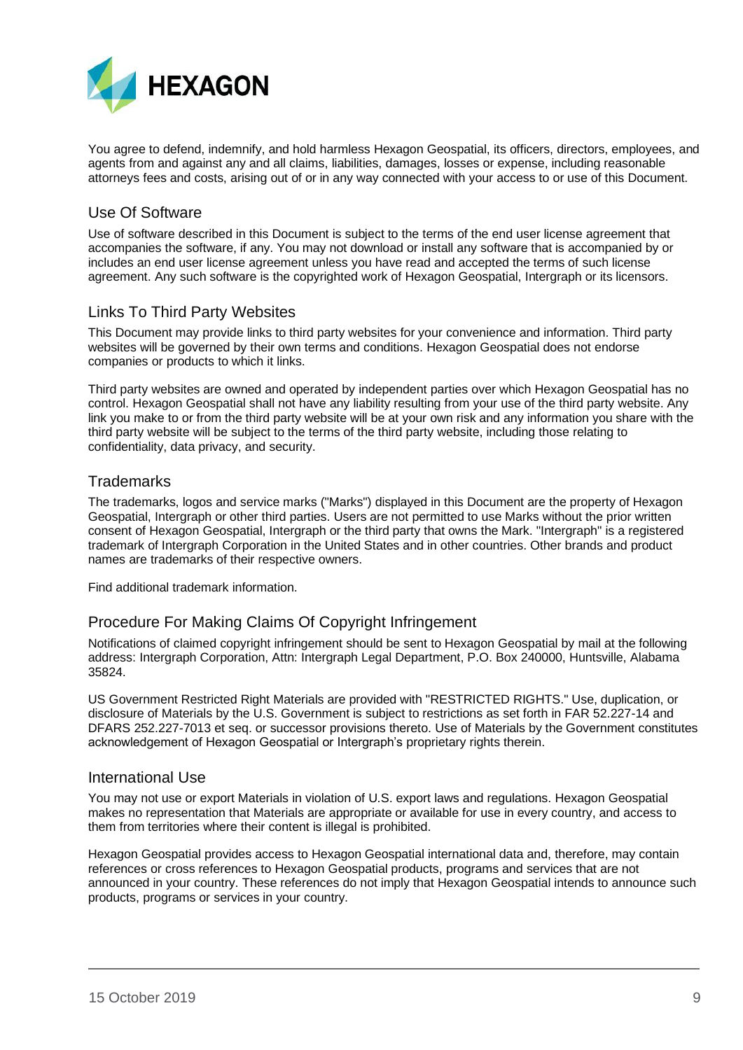You agree to defend, indemnify, and hold harmless Hexagon Geospatial, its officers, directors, employees, and agents from and against any and all claims, liabilities, damages, losses or expense, including reasonable attorneys fees and costs, arising out of or in any way connected with your access to or use of this Document.

## Use Of Software

Use of software described in this Document is subject to the terms of the end user license agreement that accompanies the software, if any. You may not download or install any software that is accompanied by or includes an end user license agreement unless you have read and accepted the terms of such license agreement. Any such software is the copyrighted work of Hexagon Geospatial, Intergraph or its licensors.

## Links To Third Party Websites

This Document may provide links to third party websites for your convenience and information. Third party websites will be governed by their own terms and conditions. Hexagon Geospatial does not endorse companies or products to which it links.

Third party websites are owned and operated by independent parties over which Hexagon Geospatial has no control. Hexagon Geospatial shall not have any liability resulting from your use of the third party website. Any link you make to or from the third party website will be at your own risk and any information you share with the third party website will be subject to the terms of the third party website, including those relating to confidentiality, data privacy, and security.

## Trademarks

The trademarks, logos and service marks ("Marks") displayed in this Document are the property of Hexagon Geospatial, Intergraph or other third parties. Users are not permitted to use Marks without the prior written consent of Hexagon Geospatial, Intergraph or the third party that owns the Mark. "Intergraph" is a registered trademark of Intergraph Corporation in the United States and in other countries. Other brands and product names are trademarks of their respective owners.

Find additional trademark information.

## Procedure For Making Claims Of Copyright Infringement

Notifications of claimed copyright infringement should be sent to Hexagon Geospatial by mail at the following address: Intergraph Corporation, Attn: Intergraph Legal Department, P.O. Box 240000, Huntsville, Alabama 35824.

US Government Restricted Right Materials are provided with "RESTRICTED RIGHTS." Use, duplication, or disclosure of Materials by the U.S. Government is subject to restrictions as set forth in FAR 52.227-14 and DFARS 252.227-7013 et seq. or successor provisions thereto. Use of Materials by the Government constitutes acknowledgement of Hexagon Geospatial or Intergraph's proprietary rights therein.

## International Use

You may not use or export Materials in violation of U.S. export laws and regulations. Hexagon Geospatial makes no representation that Materials are appropriate or available for use in every country, and access to them from territories where their content is illegal is prohibited.

Hexagon Geospatial provides access to Hexagon Geospatial international data and, therefore, may contain references or cross references to Hexagon Geospatial products, programs and services that are not announced in your country. These references do not imply that Hexagon Geospatial intends to announce such products, programs or services in your country.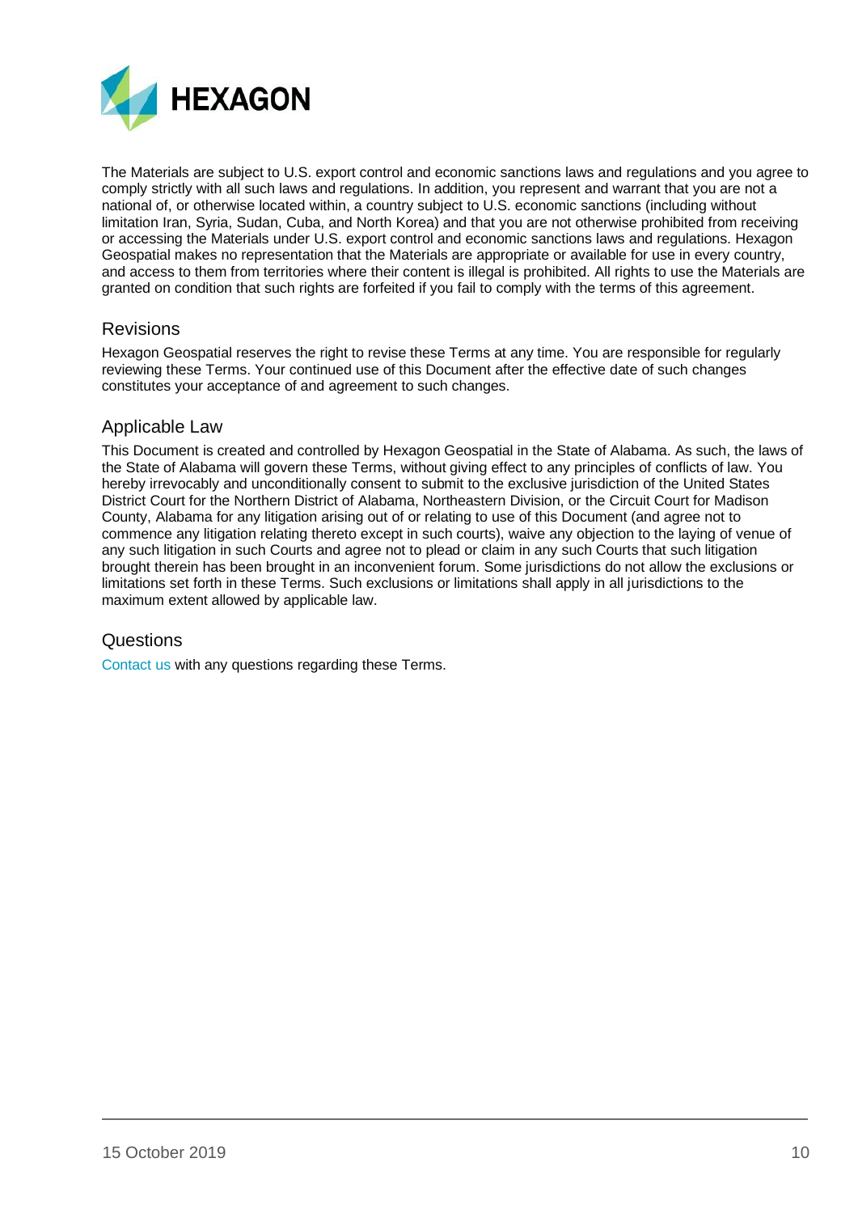The Materials are subject to U.S. export control and economic sanctions laws and regulations and you agree to comply strictly with all such laws and regulations. In addition, you represent and warrant that you are not a national of, or otherwise located within, a country subject to U.S. economic sanctions (including without limitation Iran, Syria, Sudan, Cuba, and North Korea) and that you are not otherwise prohibited from receiving or accessing the Materials under U.S. export control and economic sanctions laws and regulations. Hexagon Geospatial makes no representation that the Materials are appropriate or available for use in every country, and access to them from territories where their content is illegal is prohibited. All rights to use the Materials are granted on condition that such rights are forfeited if you fail to comply with the terms of this agreement.

## Revisions

Hexagon Geospatial reserves the right to revise these Terms at any time. You are responsible for regularly reviewing these Terms. Your continued use of this Document after the effective date of such changes constitutes your acceptance of and agreement to such changes.

## Applicable Law

This Document is created and controlled by Hexagon Geospatial in the State of Alabama. As such, the laws of the State of Alabama will govern these Terms, without giving effect to any principles of conflicts of law. You hereby irrevocably and unconditionally consent to submit to the exclusive jurisdiction of the United States District Court for the Northern District of Alabama, Northeastern Division, or the Circuit Court for Madison County, Alabama for any litigation arising out of or relating to use of this Document (and agree not to commence any litigation relating thereto except in such courts), waive any objection to the laying of venue of any such litigation in such Courts and agree not to plead or claim in any such Courts that such litigation brought therein has been brought in an inconvenient forum. Some jurisdictions do not allow the exclusions or limitations set forth in these Terms. Such exclusions or limitations shall apply in all jurisdictions to the maximum extent allowed by applicable law.

## Questions

Contact us with any questions regarding these Terms.